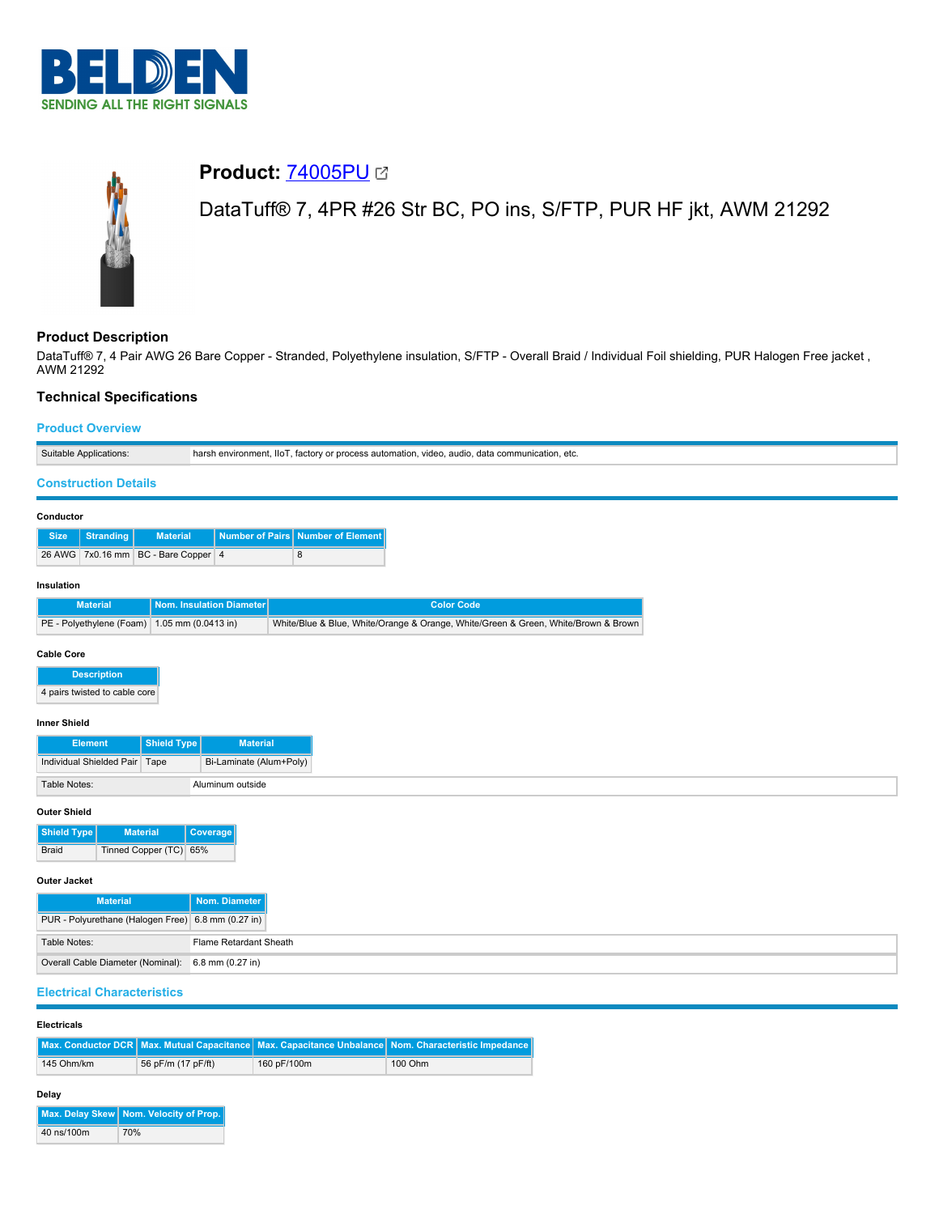# Product: [74005PU]

## DataTuff® 7, 4PR #26 Str BC, PO ins, S/FTP, PUR HF jkt, AWM 21292

## Product Description

DataTuff® 7, 4 Pair AWG 26 Bare Copper - Stranded, Polyethylene insulation, S/FTP - Overall Braid / Individual Foil shielding, PUR Halogen Free jacket , AWM 21292

## Technical Specifications

### Product Overview

| | |
|---|---|
| Suitable Applications: | harsh environment, IIoT, factory or process automation, video, audio, data communication, etc. |

### Construction Details

#### Conductor

| Size | Stranding | Material | Number of Pairs | Number of Element |
|---|---|---|---|---|
| 26 AWG | 7x0.16 mm | BC - Bare Copper | 4 | 8 |

#### Insulation

| Material | Nom. Insulation Diameter | Color Code |
|---|---|---|
| PE - Polyethylene (Foam) | 1.05 mm (0.0413 in) | White/Blue & Blue, White/Orange & Orange, White/Green & Green, White/Brown & Brown |

#### Cable Core

| Description |
|---|
| 4 pairs twisted to cable core |

#### Inner Shield

| Element | Shield Type | Material |
|---|---|---|
| Individual Shielded Pair | Tape | Bi-Laminate (Alum+Poly) |

| | |
|---|---|
| Table Notes: | Aluminum outside |

#### Outer Shield

| Shield Type | Material | Coverage |
|---|---|---|
| Braid | Tinned Copper (TC) | 65% |

#### Outer Jacket

| Material | Nom. Diameter |
|---|---|
| PUR - Polyurethane (Halogen Free) | 6.8 mm (0.27 in) |

| | |
|---|---|
| Table Notes: | Flame Retardant Sheath |
| Overall Cable Diameter (Nominal): | 6.8 mm (0.27 in) |

### Electrical Characteristics

#### Electricals

| Max. Conductor DCR | Max. Mutual Capacitance | Max. Capacitance Unbalance | Nom. Characteristic Impedance |
|---|---|---|---|
| 145 Ohm/km | 56 pF/m (17 pF/ft) | 160 pF/100m | 100 Ohm |

#### Delay

| Max. Delay Skew | Nom. Velocity of Prop. |
|---|---|
| 40 ns/100m | 70% |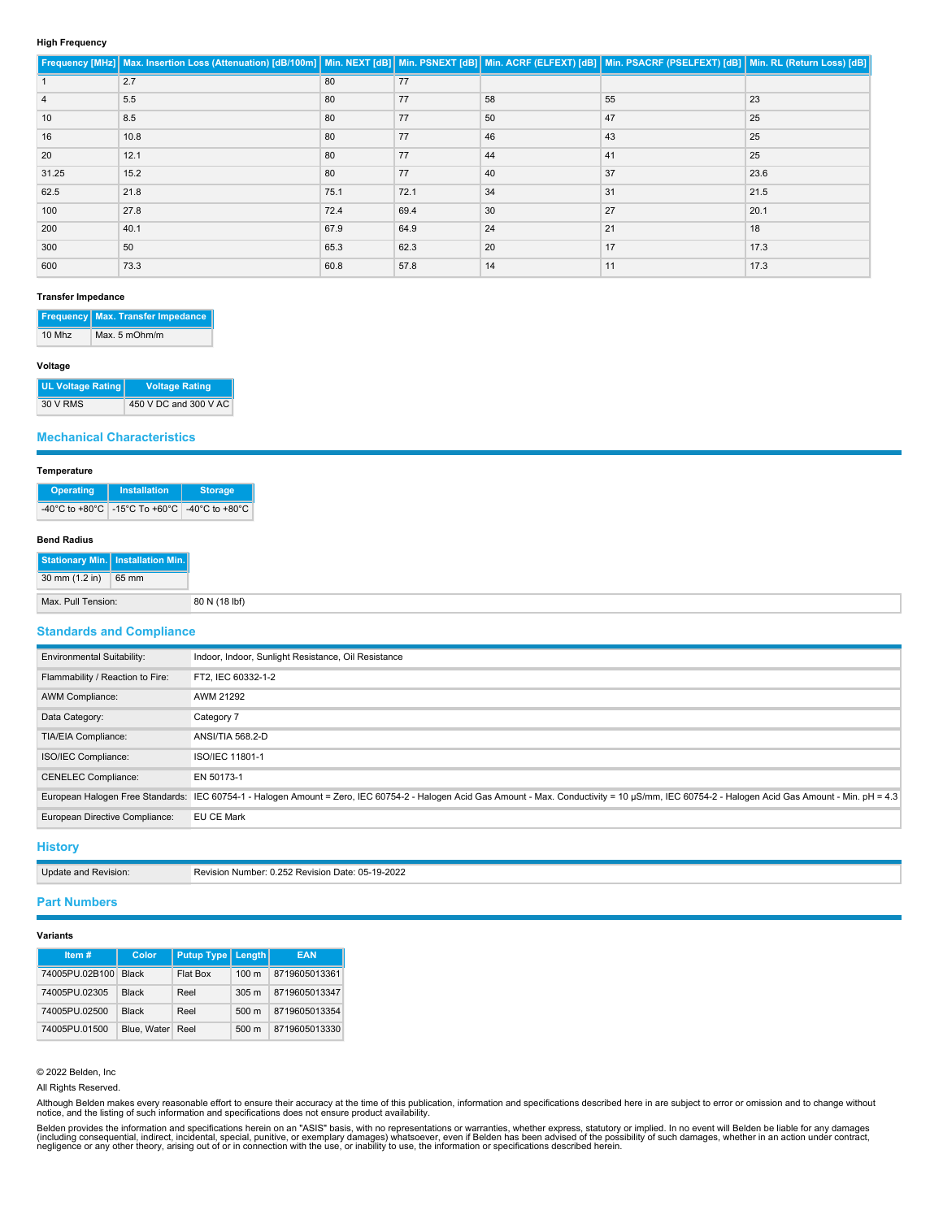#### High Frequency

| Frequency [MHz] | Max. Insertion Loss (Attenuation) [dB/100m] | Min. NEXT [dB] | Min. PSNEXT [dB] | Min. ACRF (ELFEXT) [dB] | Min. PSACRF (PSELFEXT) [dB] | Min. RL (Return Loss) [dB] |
|---|---|---|---|---|---|---|
| 1 | 2.7 | 80 | 77 | | | |
| 4 | 5.5 | 80 | 77 | 58 | 55 | 23 |
| 10 | 8.5 | 80 | 77 | 50 | 47 | 25 |
| 16 | 10.8 | 80 | 77 | 46 | 43 | 25 |
| 20 | 12.1 | 80 | 77 | 44 | 41 | 25 |
| 31.25 | 15.2 | 80 | 77 | 40 | 37 | 23.6 |
| 62.5 | 21.8 | 75.1 | 72.1 | 34 | 31 | 21.5 |
| 100 | 27.8 | 72.4 | 69.4 | 30 | 27 | 20.1 |
| 200 | 40.1 | 67.9 | 64.9 | 24 | 21 | 18 |
| 300 | 50 | 65.3 | 62.3 | 20 | 17 | 17.3 |
| 600 | 73.3 | 60.8 | 57.8 | 14 | 11 | 17.3 |

#### Transfer Impedance

| Frequency | Max. Transfer Impedance |
|---|---|
| 10 Mhz | Max. 5 mOhm/m |

#### Voltage

| UL Voltage Rating | Voltage Rating |
|---|---|
| 30 V RMS | 450 V DC and 300 V AC |

## Mechanical Characteristics

#### Temperature

| Operating | Installation | Storage |
|---|---|---|
| -40°C to +80°C | -15°C To +60°C | -40°C to +80°C |

#### Bend Radius

| Stationary Min. | Installation Min. |
|---|---|
| 30 mm (1.2 in) | 65 mm |

| | |
|---|---|
| Max. Pull Tension: | 80 N (18 lbf) |

## Standards and Compliance

| | |
|---|---|
| Environmental Suitability: | Indoor, Indoor, Sunlight Resistance, Oil Resistance |
| Flammability / Reaction to Fire: | FT2, IEC 60332-1-2 |
| AWM Compliance: | AWM 21292 |
| Data Category: | Category 7 |
| TIA/EIA Compliance: | ANSI/TIA 568.2-D |
| ISO/IEC Compliance: | ISO/IEC 11801-1 |
| CENELEC Compliance: | EN 50173-1 |
| European Halogen Free Standards: | IEC 60754-1 - Halogen Amount = Zero, IEC 60754-2 - Halogen Acid Gas Amount - Max. Conductivity = 10 µS/mm, IEC 60754-2 - Halogen Acid Gas Amount - Min. pH = 4.3 |
| European Directive Compliance: | EU CE Mark |

## History

| | |
|---|---|
| Update and Revision: | Revision Number: 0.252 Revision Date: 05-19-2022 |

## Part Numbers

#### Variants

| Item # | Color | Putup Type | Length | EAN |
|---|---|---|---|---|
| 74005PU.02B100 | Black | Flat Box | 100 m | 8719605013361 |
| 74005PU.02305 | Black | Reel | 305 m | 8719605013347 |
| 74005PU.02500 | Black | Reel | 500 m | 8719605013354 |
| 74005PU.01500 | Blue, Water | Reel | 500 m | 8719605013330 |

© 2022 Belden, Inc

All Rights Reserved.

Although Belden makes every reasonable effort to ensure their accuracy at the time of this publication, information and specifications described here in are subject to error or omission and to change without notice, and the listing of such information and specifications does not ensure product availability.

Belden provides the information and specifications herein on an "ASIS" basis, with no representations or warranties, whether express, statutory or implied. In no event will Belden be liable for any damages (including consequential, indirect, incidental, special, punitive, or exemplary damages) whatsoever, even if Belden has been advised of the possibility of such damages, whether in an action under contract, negligence or any other theory, arising out of or in connection with the use, or inability to use, the information or specifications described herein.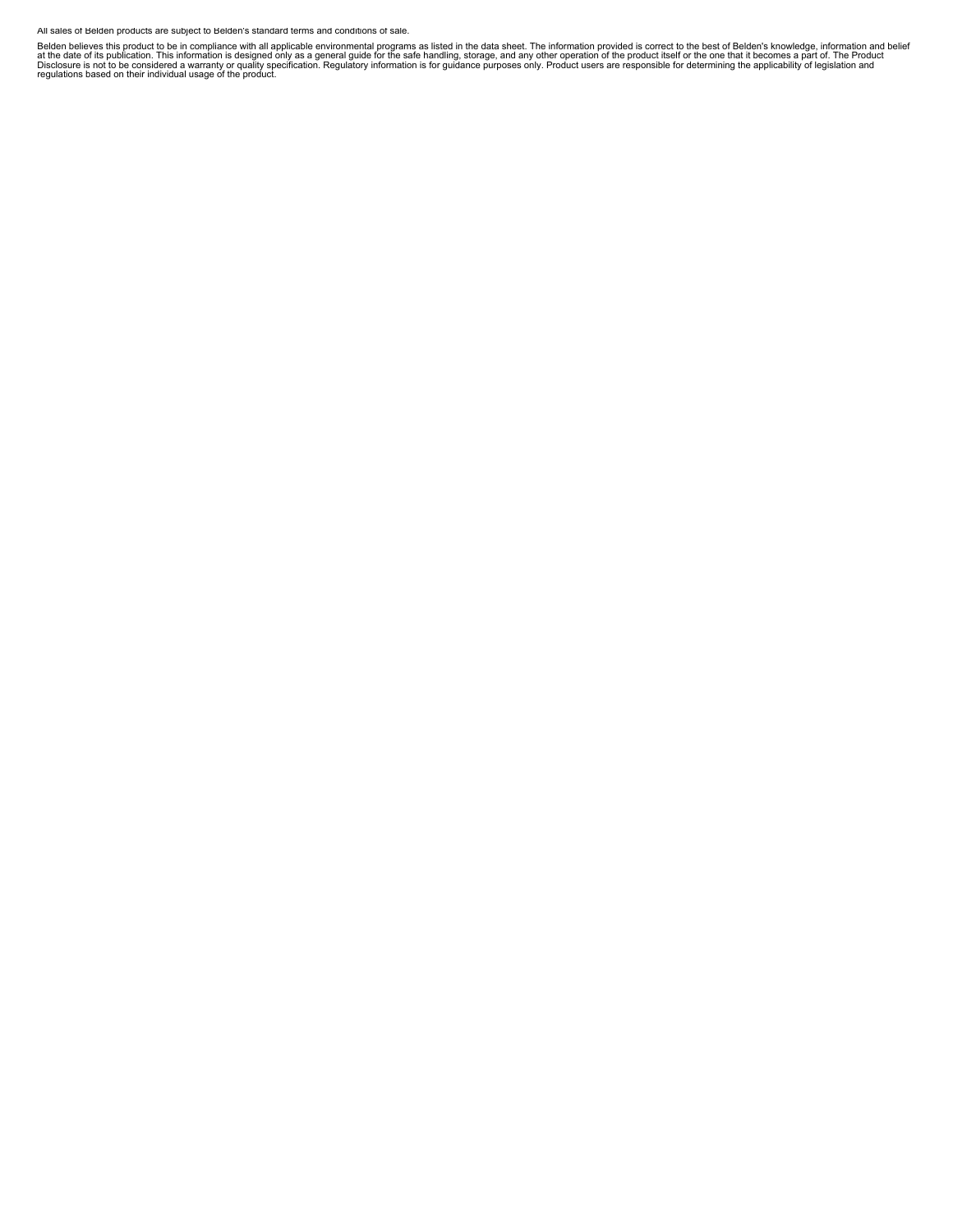All sales of Belden products are subject to Belden's standard terms and conditions of sale.

Belden believes this product to be in compliance with all applicable environmental programs as listed in the data sheet. The information provided is correct to the best of Belden's knowledge, information and belief at the date of its publication. This information is designed only as a general guide for the safe handling, storage, and any other operation of the product itself or the one that it becomes a part of. The Product Disclosure is not to be considered a warranty or quality specification. Regulatory information is for guidance purposes only. Product users are responsible for determining the applicability of legislation and regulations based on their individual usage of the product.